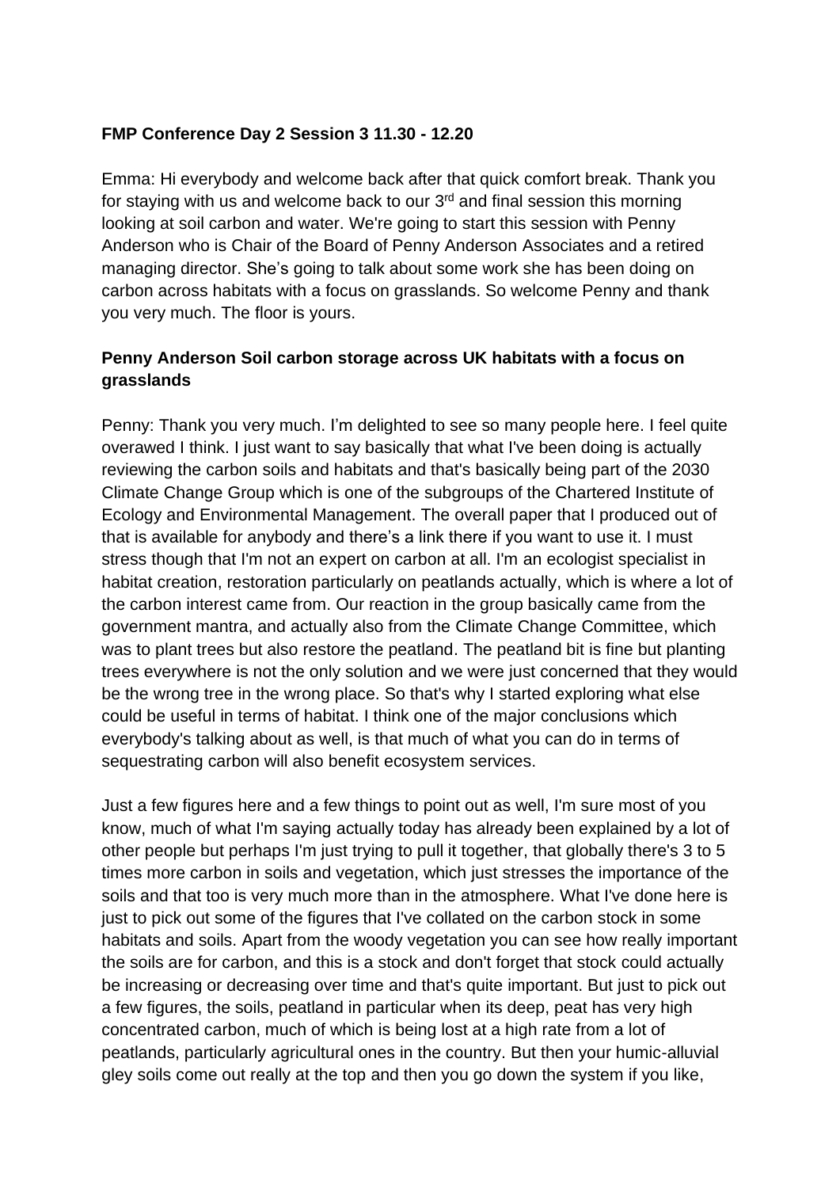**FMP Conference Day 2 Session 3 11.30 - 12.20**

Emma: Hi everybody and welcome back after that quick comfort break. Thank you for staying with us and welcome back to our 3rd and final session this morning looking at soil carbon and water. We're going to start this session with Penny Anderson who is Chair of the Board of Penny Anderson Associates and a retired managing director. She's going to talk about some work she has been doing on carbon across habitats with a focus on grasslands. So welcome Penny and thank you very much. The floor is yours.

**Penny Anderson Soil carbon storage across UK habitats with a focus on grasslands**

Penny: Thank you very much. I'm delighted to see so many people here. I feel quite overawed I think. I just want to say basically that what I've been doing is actually reviewing the carbon soils and habitats and that's basically being part of the 2030 Climate Change Group which is one of the subgroups of the Chartered Institute of Ecology and Environmental Management. The overall paper that I produced out of that is available for anybody and there's a link there if you want to use it. I must stress though that I'm not an expert on carbon at all. I'm an ecologist specialist in habitat creation, restoration particularly on peatlands actually, which is where a lot of the carbon interest came from. Our reaction in the group basically came from the government mantra, and actually also from the Climate Change Committee, which was to plant trees but also restore the peatland. The peatland bit is fine but planting trees everywhere is not the only solution and we were just concerned that they would be the wrong tree in the wrong place. So that's why I started exploring what else could be useful in terms of habitat. I think one of the major conclusions which everybody's talking about as well, is that much of what you can do in terms of sequestrating carbon will also benefit ecosystem services.

Just a few figures here and a few things to point out as well, I'm sure most of you know, much of what I'm saying actually today has already been explained by a lot of other people but perhaps I'm just trying to pull it together, that globally there's 3 to 5 times more carbon in soils and vegetation, which just stresses the importance of the soils and that too is very much more than in the atmosphere. What I've done here is just to pick out some of the figures that I've collated on the carbon stock in some habitats and soils. Apart from the woody vegetation you can see how really important the soils are for carbon, and this is a stock and don't forget that stock could actually be increasing or decreasing over time and that's quite important. But just to pick out a few figures, the soils, peatland in particular when its deep, peat has very high concentrated carbon, much of which is being lost at a high rate from a lot of peatlands, particularly agricultural ones in the country. But then your humic-alluvial gley soils come out really at the top and then you go down the system if you like,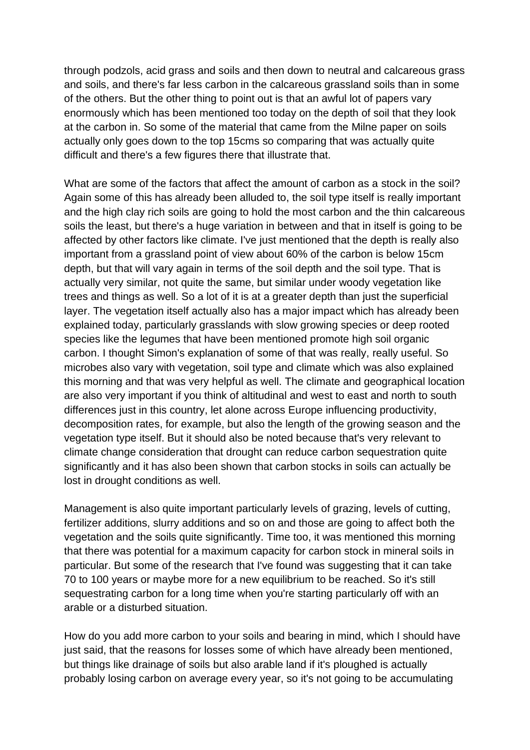through podzols, acid grass and soils and then down to neutral and calcareous grass and soils, and there's far less carbon in the calcareous grassland soils than in some of the others. But the other thing to point out is that an awful lot of papers vary enormously which has been mentioned too today on the depth of soil that they look at the carbon in. So some of the material that came from the Milne paper on soils actually only goes down to the top 15cms so comparing that was actually quite difficult and there's a few figures there that illustrate that.

What are some of the factors that affect the amount of carbon as a stock in the soil? Again some of this has already been alluded to, the soil type itself is really important and the high clay rich soils are going to hold the most carbon and the thin calcareous soils the least, but there's a huge variation in between and that in itself is going to be affected by other factors like climate. I've just mentioned that the depth is really also important from a grassland point of view about 60% of the carbon is below 15cm depth, but that will vary again in terms of the soil depth and the soil type. That is actually very similar, not quite the same, but similar under woody vegetation like trees and things as well. So a lot of it is at a greater depth than just the superficial layer. The vegetation itself actually also has a major impact which has already been explained today, particularly grasslands with slow growing species or deep rooted species like the legumes that have been mentioned promote high soil organic carbon. I thought Simon's explanation of some of that was really, really useful. So microbes also vary with vegetation, soil type and climate which was also explained this morning and that was very helpful as well. The climate and geographical location are also very important if you think of altitudinal and west to east and north to south differences just in this country, let alone across Europe influencing productivity, decomposition rates, for example, but also the length of the growing season and the vegetation type itself. But it should also be noted because that's very relevant to climate change consideration that drought can reduce carbon sequestration quite significantly and it has also been shown that carbon stocks in soils can actually be lost in drought conditions as well.

Management is also quite important particularly levels of grazing, levels of cutting, fertilizer additions, slurry additions and so on and those are going to affect both the vegetation and the soils quite significantly. Time too, it was mentioned this morning that there was potential for a maximum capacity for carbon stock in mineral soils in particular. But some of the research that I've found was suggesting that it can take 70 to 100 years or maybe more for a new equilibrium to be reached. So it's still sequestrating carbon for a long time when you're starting particularly off with an arable or a disturbed situation.

How do you add more carbon to your soils and bearing in mind, which I should have just said, that the reasons for losses some of which have already been mentioned, but things like drainage of soils but also arable land if it's ploughed is actually probably losing carbon on average every year, so it's not going to be accumulating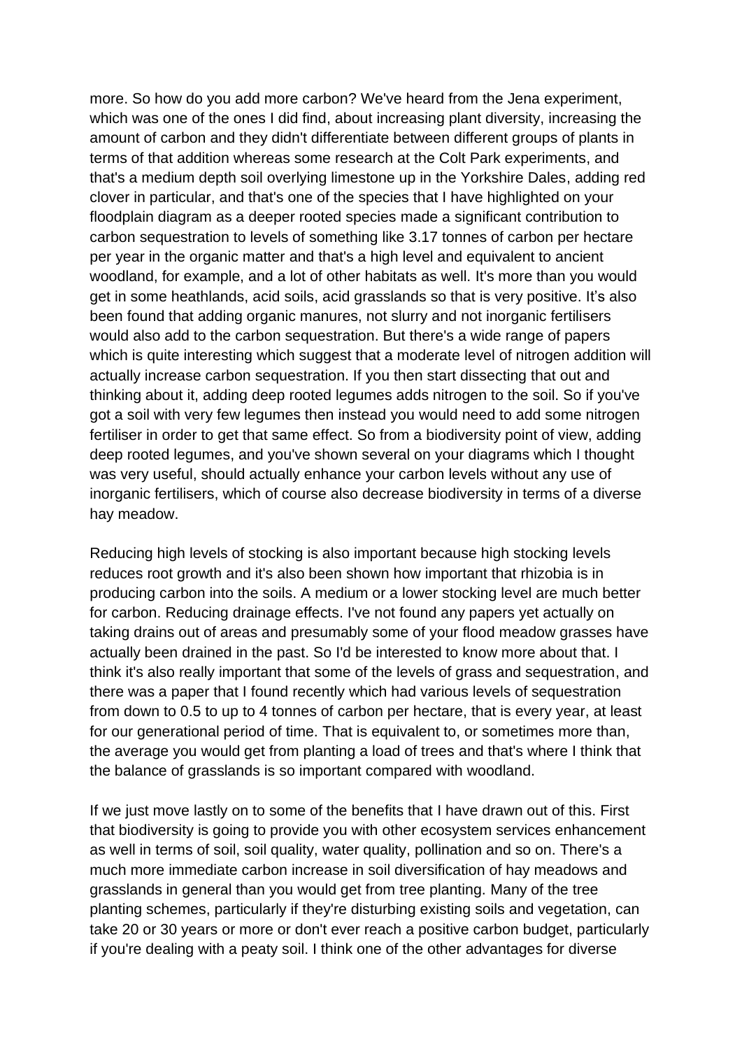more. So how do you add more carbon? We've heard from the Jena experiment, which was one of the ones I did find, about increasing plant diversity, increasing the amount of carbon and they didn't differentiate between different groups of plants in terms of that addition whereas some research at the Colt Park experiments, and that's a medium depth soil overlying limestone up in the Yorkshire Dales, adding red clover in particular, and that's one of the species that I have highlighted on your floodplain diagram as a deeper rooted species made a significant contribution to carbon sequestration to levels of something like 3.17 tonnes of carbon per hectare per year in the organic matter and that's a high level and equivalent to ancient woodland, for example, and a lot of other habitats as well. It's more than you would get in some heathlands, acid soils, acid grasslands so that is very positive. It's also been found that adding organic manures, not slurry and not inorganic fertilisers would also add to the carbon sequestration. But there's a wide range of papers which is quite interesting which suggest that a moderate level of nitrogen addition will actually increase carbon sequestration. If you then start dissecting that out and thinking about it, adding deep rooted legumes adds nitrogen to the soil. So if you've got a soil with very few legumes then instead you would need to add some nitrogen fertiliser in order to get that same effect. So from a biodiversity point of view, adding deep rooted legumes, and you've shown several on your diagrams which I thought was very useful, should actually enhance your carbon levels without any use of inorganic fertilisers, which of course also decrease biodiversity in terms of a diverse hay meadow.

Reducing high levels of stocking is also important because high stocking levels reduces root growth and it's also been shown how important that rhizobia is in producing carbon into the soils. A medium or a lower stocking level are much better for carbon. Reducing drainage effects. I've not found any papers yet actually on taking drains out of areas and presumably some of your flood meadow grasses have actually been drained in the past. So I'd be interested to know more about that. I think it's also really important that some of the levels of grass and sequestration, and there was a paper that I found recently which had various levels of sequestration from down to 0.5 to up to 4 tonnes of carbon per hectare, that is every year, at least for our generational period of time. That is equivalent to, or sometimes more than, the average you would get from planting a load of trees and that's where I think that the balance of grasslands is so important compared with woodland.

If we just move lastly on to some of the benefits that I have drawn out of this. First that biodiversity is going to provide you with other ecosystem services enhancement as well in terms of soil, soil quality, water quality, pollination and so on. There's a much more immediate carbon increase in soil diversification of hay meadows and grasslands in general than you would get from tree planting. Many of the tree planting schemes, particularly if they're disturbing existing soils and vegetation, can take 20 or 30 years or more or don't ever reach a positive carbon budget, particularly if you're dealing with a peaty soil. I think one of the other advantages for diverse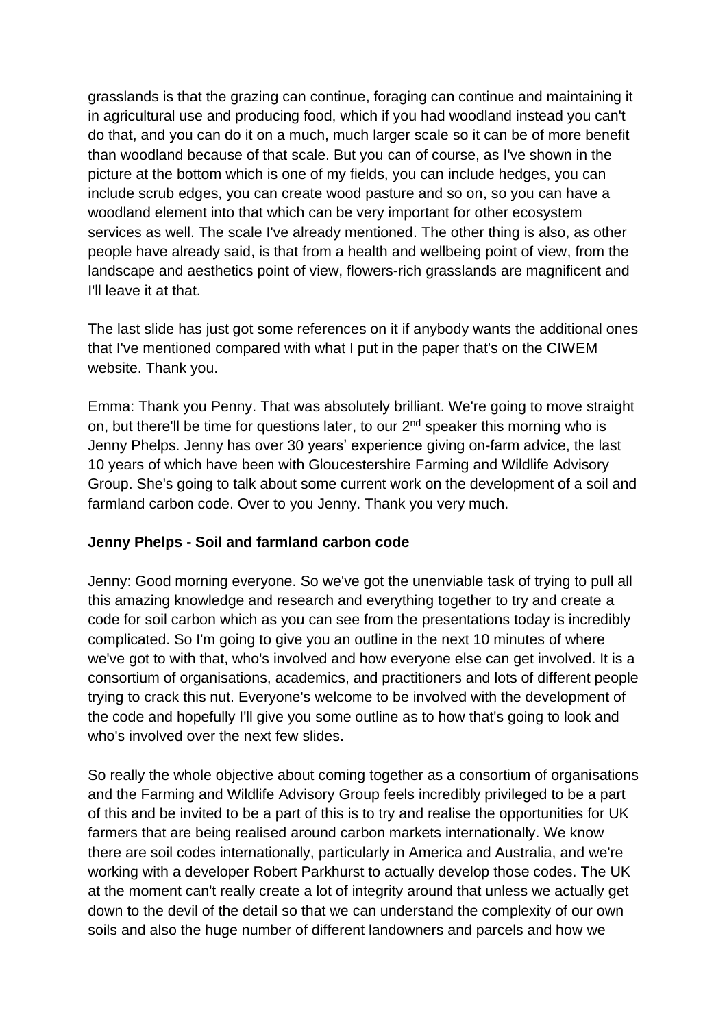grasslands is that the grazing can continue, foraging can continue and maintaining it in agricultural use and producing food, which if you had woodland instead you can't do that, and you can do it on a much, much larger scale so it can be of more benefit than woodland because of that scale. But you can of course, as I've shown in the picture at the bottom which is one of my fields, you can include hedges, you can include scrub edges, you can create wood pasture and so on, so you can have a woodland element into that which can be very important for other ecosystem services as well. The scale I've already mentioned. The other thing is also, as other people have already said, is that from a health and wellbeing point of view, from the landscape and aesthetics point of view, flowers-rich grasslands are magnificent and I'll leave it at that.

The last slide has just got some references on it if anybody wants the additional ones that I've mentioned compared with what I put in the paper that's on the CIWEM website. Thank you.

Emma: Thank you Penny. That was absolutely brilliant. We're going to move straight on, but there'll be time for questions later, to our 2nd speaker this morning who is Jenny Phelps. Jenny has over 30 years' experience giving on-farm advice, the last 10 years of which have been with Gloucestershire Farming and Wildlife Advisory Group. She's going to talk about some current work on the development of a soil and farmland carbon code. Over to you Jenny. Thank you very much.

**Jenny Phelps - Soil and farmland carbon code**

Jenny: Good morning everyone. So we've got the unenviable task of trying to pull all this amazing knowledge and research and everything together to try and create a code for soil carbon which as you can see from the presentations today is incredibly complicated. So I'm going to give you an outline in the next 10 minutes of where we've got to with that, who's involved and how everyone else can get involved. It is a consortium of organisations, academics, and practitioners and lots of different people trying to crack this nut. Everyone's welcome to be involved with the development of the code and hopefully I'll give you some outline as to how that's going to look and who's involved over the next few slides.

So really the whole objective about coming together as a consortium of organisations and the Farming and Wildlife Advisory Group feels incredibly privileged to be a part of this and be invited to be a part of this is to try and realise the opportunities for UK farmers that are being realised around carbon markets internationally. We know there are soil codes internationally, particularly in America and Australia, and we're working with a developer Robert Parkhurst to actually develop those codes. The UK at the moment can't really create a lot of integrity around that unless we actually get down to the devil of the detail so that we can understand the complexity of our own soils and also the huge number of different landowners and parcels and how we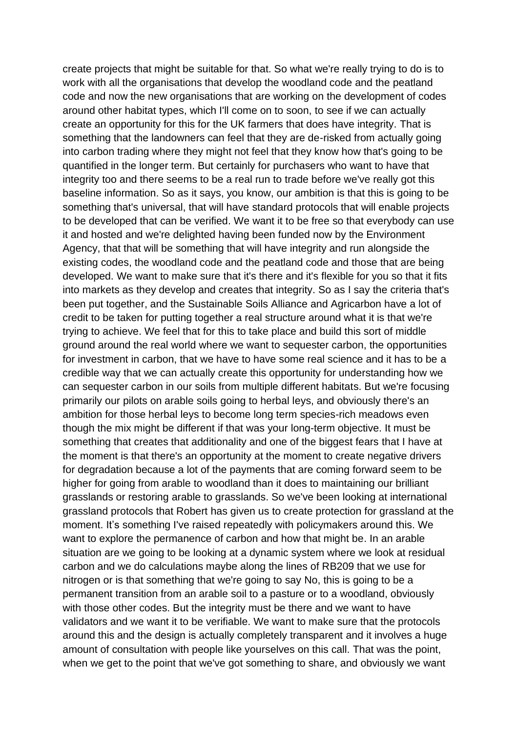create projects that might be suitable for that. So what we're really trying to do is to work with all the organisations that develop the woodland code and the peatland code and now the new organisations that are working on the development of codes around other habitat types, which I'll come on to soon, to see if we can actually create an opportunity for this for the UK farmers that does have integrity. That is something that the landowners can feel that they are de-risked from actually going into carbon trading where they might not feel that they know how that's going to be quantified in the longer term. But certainly for purchasers who want to have that integrity too and there seems to be a real run to trade before we've really got this baseline information. So as it says, you know, our ambition is that this is going to be something that's universal, that will have standard protocols that will enable projects to be developed that can be verified. We want it to be free so that everybody can use it and hosted and we're delighted having been funded now by the Environment Agency, that that will be something that will have integrity and run alongside the existing codes, the woodland code and the peatland code and those that are being developed. We want to make sure that it's there and it's flexible for you so that it fits into markets as they develop and creates that integrity. So as I say the criteria that's been put together, and the Sustainable Soils Alliance and Agricarbon have a lot of credit to be taken for putting together a real structure around what it is that we're trying to achieve. We feel that for this to take place and build this sort of middle ground around the real world where we want to sequester carbon, the opportunities for investment in carbon, that we have to have some real science and it has to be a credible way that we can actually create this opportunity for understanding how we can sequester carbon in our soils from multiple different habitats. But we're focusing primarily our pilots on arable soils going to herbal leys, and obviously there's an ambition for those herbal leys to become long term species-rich meadows even though the mix might be different if that was your long-term objective. It must be something that creates that additionality and one of the biggest fears that I have at the moment is that there's an opportunity at the moment to create negative drivers for degradation because a lot of the payments that are coming forward seem to be higher for going from arable to woodland than it does to maintaining our brilliant grasslands or restoring arable to grasslands. So we've been looking at international grassland protocols that Robert has given us to create protection for grassland at the moment. It's something I've raised repeatedly with policymakers around this. We want to explore the permanence of carbon and how that might be. In an arable situation are we going to be looking at a dynamic system where we look at residual carbon and we do calculations maybe along the lines of RB209 that we use for nitrogen or is that something that we're going to say No, this is going to be a permanent transition from an arable soil to a pasture or to a woodland, obviously with those other codes. But the integrity must be there and we want to have validators and we want it to be verifiable. We want to make sure that the protocols around this and the design is actually completely transparent and it involves a huge amount of consultation with people like yourselves on this call. That was the point, when we get to the point that we've got something to share, and obviously we want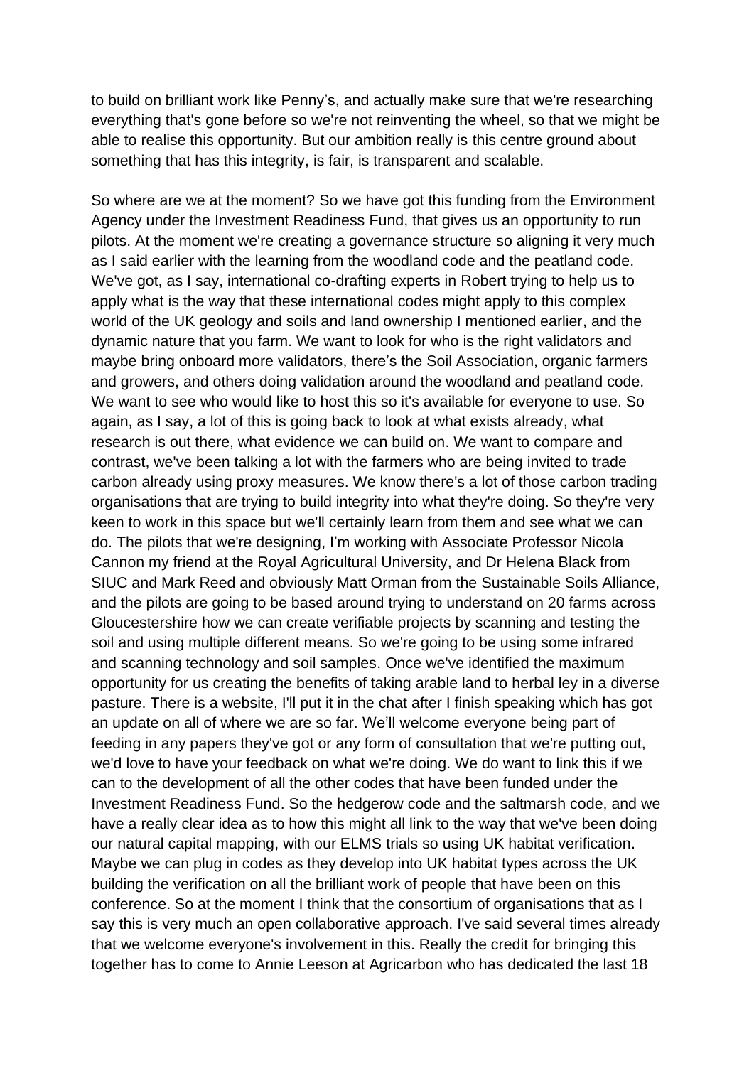to build on brilliant work like Penny's, and actually make sure that we're researching everything that's gone before so we're not reinventing the wheel, so that we might be able to realise this opportunity. But our ambition really is this centre ground about something that has this integrity, is fair, is transparent and scalable.

So where are we at the moment? So we have got this funding from the Environment Agency under the Investment Readiness Fund, that gives us an opportunity to run pilots. At the moment we're creating a governance structure so aligning it very much as I said earlier with the learning from the woodland code and the peatland code. We've got, as I say, international co-drafting experts in Robert trying to help us to apply what is the way that these international codes might apply to this complex world of the UK geology and soils and land ownership I mentioned earlier, and the dynamic nature that you farm. We want to look for who is the right validators and maybe bring onboard more validators, there's the Soil Association, organic farmers and growers, and others doing validation around the woodland and peatland code. We want to see who would like to host this so it's available for everyone to use. So again, as I say, a lot of this is going back to look at what exists already, what research is out there, what evidence we can build on. We want to compare and contrast, we've been talking a lot with the farmers who are being invited to trade carbon already using proxy measures. We know there's a lot of those carbon trading organisations that are trying to build integrity into what they're doing. So they're very keen to work in this space but we'll certainly learn from them and see what we can do. The pilots that we're designing, I'm working with Associate Professor Nicola Cannon my friend at the Royal Agricultural University, and Dr Helena Black from SIUC and Mark Reed and obviously Matt Orman from the Sustainable Soils Alliance, and the pilots are going to be based around trying to understand on 20 farms across Gloucestershire how we can create verifiable projects by scanning and testing the soil and using multiple different means. So we're going to be using some infrared and scanning technology and soil samples. Once we've identified the maximum opportunity for us creating the benefits of taking arable land to herbal ley in a diverse pasture. There is a website, I'll put it in the chat after I finish speaking which has got an update on all of where we are so far. We'll welcome everyone being part of feeding in any papers they've got or any form of consultation that we're putting out, we'd love to have your feedback on what we're doing. We do want to link this if we can to the development of all the other codes that have been funded under the Investment Readiness Fund. So the hedgerow code and the saltmarsh code, and we have a really clear idea as to how this might all link to the way that we've been doing our natural capital mapping, with our ELMS trials so using UK habitat verification. Maybe we can plug in codes as they develop into UK habitat types across the UK building the verification on all the brilliant work of people that have been on this conference. So at the moment I think that the consortium of organisations that as I say this is very much an open collaborative approach. I've said several times already that we welcome everyone's involvement in this. Really the credit for bringing this together has to come to Annie Leeson at Agricarbon who has dedicated the last 18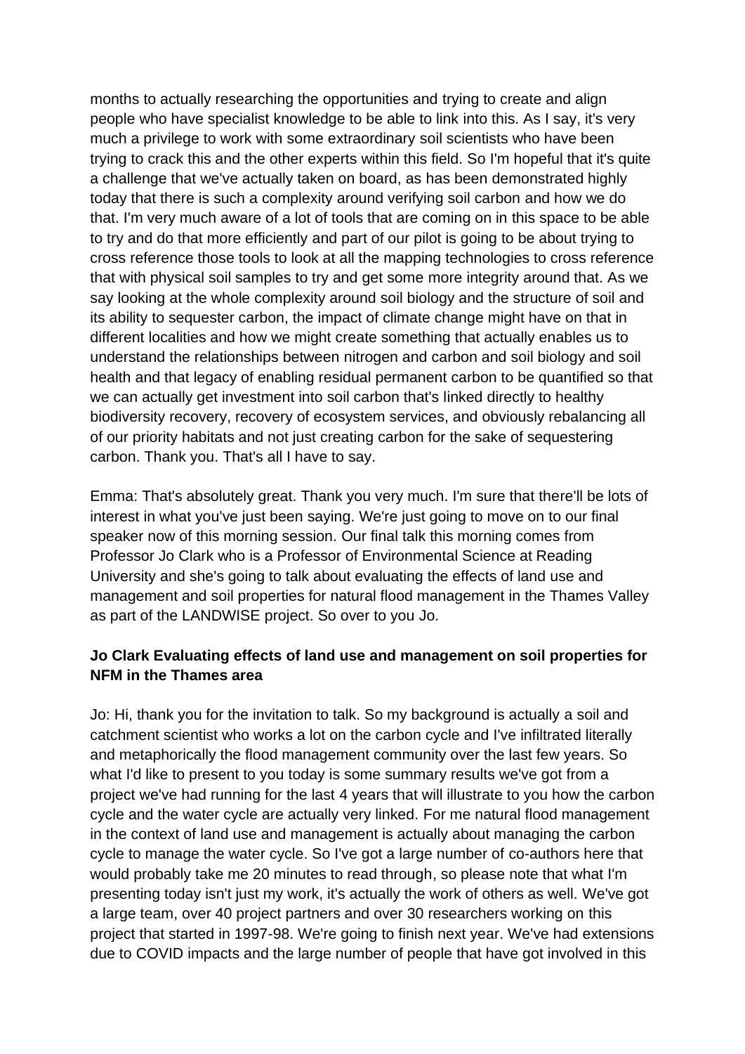months to actually researching the opportunities and trying to create and align people who have specialist knowledge to be able to link into this. As I say, it's very much a privilege to work with some extraordinary soil scientists who have been trying to crack this and the other experts within this field. So I'm hopeful that it's quite a challenge that we've actually taken on board, as has been demonstrated highly today that there is such a complexity around verifying soil carbon and how we do that. I'm very much aware of a lot of tools that are coming on in this space to be able to try and do that more efficiently and part of our pilot is going to be about trying to cross reference those tools to look at all the mapping technologies to cross reference that with physical soil samples to try and get some more integrity around that. As we say looking at the whole complexity around soil biology and the structure of soil and its ability to sequester carbon, the impact of climate change might have on that in different localities and how we might create something that actually enables us to understand the relationships between nitrogen and carbon and soil biology and soil health and that legacy of enabling residual permanent carbon to be quantified so that we can actually get investment into soil carbon that's linked directly to healthy biodiversity recovery, recovery of ecosystem services, and obviously rebalancing all of our priority habitats and not just creating carbon for the sake of sequestering carbon. Thank you. That's all I have to say.

Emma: That's absolutely great. Thank you very much. I'm sure that there'll be lots of interest in what you've just been saying. We're just going to move on to our final speaker now of this morning session. Our final talk this morning comes from Professor Jo Clark who is a Professor of Environmental Science at Reading University and she's going to talk about evaluating the effects of land use and management and soil properties for natural flood management in the Thames Valley as part of the LANDWISE project. So over to you Jo.

**Jo Clark Evaluating effects of land use and management on soil properties for NFM in the Thames area**

Jo: Hi, thank you for the invitation to talk. So my background is actually a soil and catchment scientist who works a lot on the carbon cycle and I've infiltrated literally and metaphorically the flood management community over the last few years. So what I'd like to present to you today is some summary results we've got from a project we've had running for the last 4 years that will illustrate to you how the carbon cycle and the water cycle are actually very linked. For me natural flood management in the context of land use and management is actually about managing the carbon cycle to manage the water cycle. So I've got a large number of co-authors here that would probably take me 20 minutes to read through, so please note that what I'm presenting today isn't just my work, it's actually the work of others as well. We've got a large team, over 40 project partners and over 30 researchers working on this project that started in 1997-98. We're going to finish next year. We've had extensions due to COVID impacts and the large number of people that have got involved in this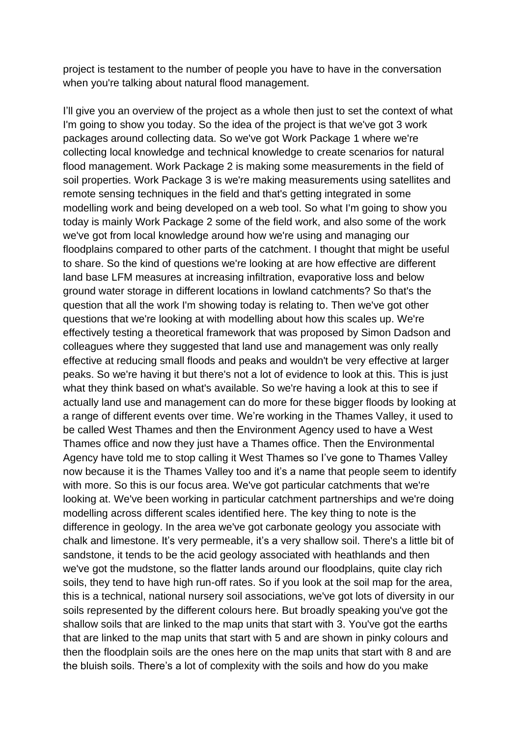project is testament to the number of people you have to have in the conversation when you're talking about natural flood management.

I'll give you an overview of the project as a whole then just to set the context of what I'm going to show you today. So the idea of the project is that we've got 3 work packages around collecting data. So we've got Work Package 1 where we're collecting local knowledge and technical knowledge to create scenarios for natural flood management. Work Package 2 is making some measurements in the field of soil properties. Work Package 3 is we're making measurements using satellites and remote sensing techniques in the field and that's getting integrated in some modelling work and being developed on a web tool. So what I'm going to show you today is mainly Work Package 2 some of the field work, and also some of the work we've got from local knowledge around how we're using and managing our floodplains compared to other parts of the catchment. I thought that might be useful to share. So the kind of questions we're looking at are how effective are different land base LFM measures at increasing infiltration, evaporative loss and below ground water storage in different locations in lowland catchments? So that's the question that all the work I'm showing today is relating to. Then we've got other questions that we're looking at with modelling about how this scales up. We're effectively testing a theoretical framework that was proposed by Simon Dadson and colleagues where they suggested that land use and management was only really effective at reducing small floods and peaks and wouldn't be very effective at larger peaks. So we're having it but there's not a lot of evidence to look at this. This is just what they think based on what's available. So we're having a look at this to see if actually land use and management can do more for these bigger floods by looking at a range of different events over time. We're working in the Thames Valley, it used to be called West Thames and then the Environment Agency used to have a West Thames office and now they just have a Thames office. Then the Environmental Agency have told me to stop calling it West Thames so I've gone to Thames Valley now because it is the Thames Valley too and it's a name that people seem to identify with more. So this is our focus area. We've got particular catchments that we're looking at. We've been working in particular catchment partnerships and we're doing modelling across different scales identified here. The key thing to note is the difference in geology. In the area we've got carbonate geology you associate with chalk and limestone. It's very permeable, it's a very shallow soil. There's a little bit of sandstone, it tends to be the acid geology associated with heathlands and then we've got the mudstone, so the flatter lands around our floodplains, quite clay rich soils, they tend to have high run-off rates. So if you look at the soil map for the area, this is a technical, national nursery soil associations, we've got lots of diversity in our soils represented by the different colours here. But broadly speaking you've got the shallow soils that are linked to the map units that start with 3. You've got the earths that are linked to the map units that start with 5 and are shown in pinky colours and then the floodplain soils are the ones here on the map units that start with 8 and are the bluish soils. There's a lot of complexity with the soils and how do you make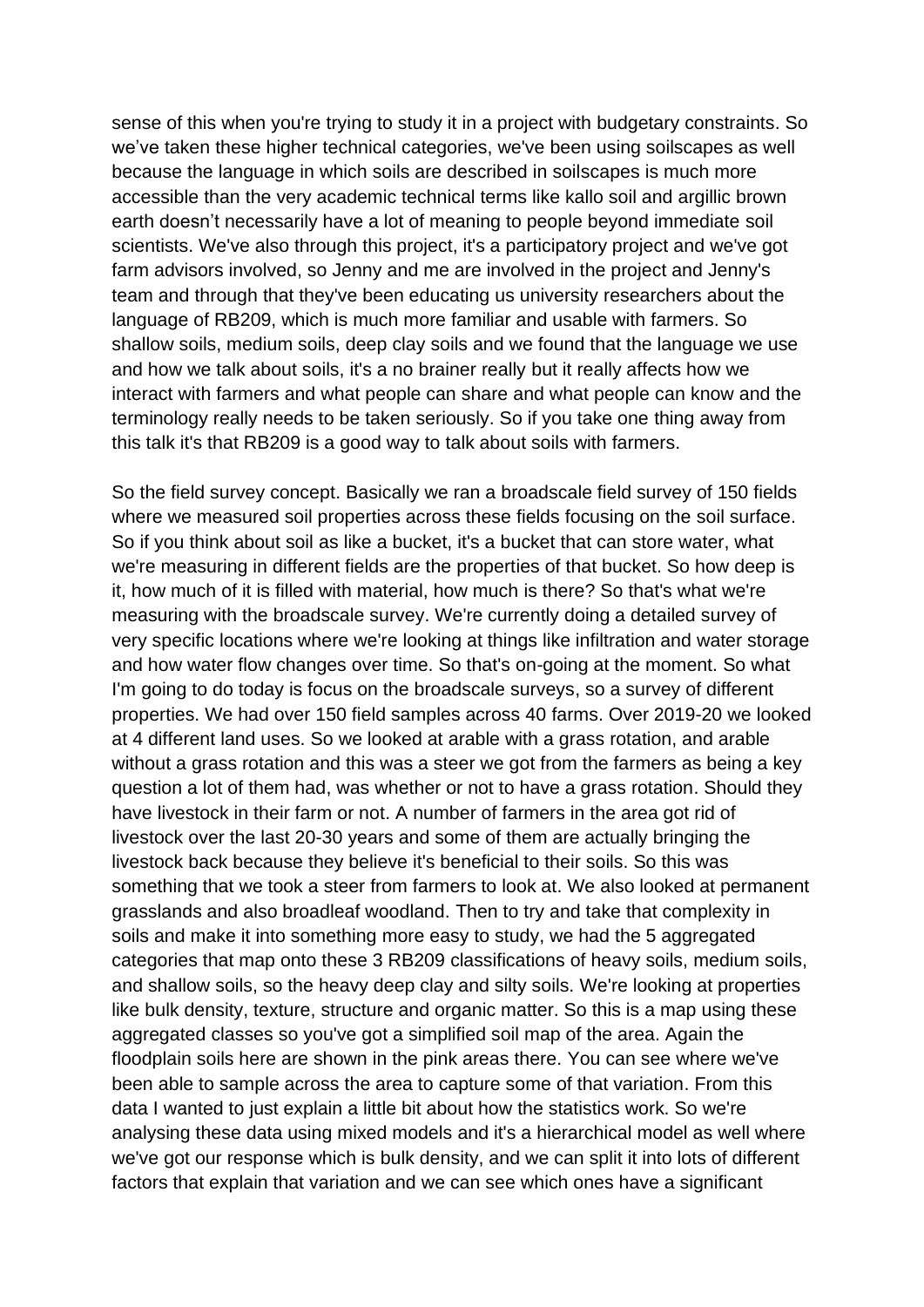sense of this when you're trying to study it in a project with budgetary constraints. So we've taken these higher technical categories, we've been using soilscapes as well because the language in which soils are described in soilscapes is much more accessible than the very academic technical terms like kallo soil and argillic brown earth doesn't necessarily have a lot of meaning to people beyond immediate soil scientists. We've also through this project, it's a participatory project and we've got farm advisors involved, so Jenny and me are involved in the project and Jenny's team and through that they've been educating us university researchers about the language of RB209, which is much more familiar and usable with farmers. So shallow soils, medium soils, deep clay soils and we found that the language we use and how we talk about soils, it's a no brainer really but it really affects how we interact with farmers and what people can share and what people can know and the terminology really needs to be taken seriously. So if you take one thing away from this talk it's that RB209 is a good way to talk about soils with farmers.

So the field survey concept. Basically we ran a broadscale field survey of 150 fields where we measured soil properties across these fields focusing on the soil surface. So if you think about soil as like a bucket, it's a bucket that can store water, what we're measuring in different fields are the properties of that bucket. So how deep is it, how much of it is filled with material, how much is there? So that's what we're measuring with the broadscale survey. We're currently doing a detailed survey of very specific locations where we're looking at things like infiltration and water storage and how water flow changes over time. So that's on-going at the moment. So what I'm going to do today is focus on the broadscale surveys, so a survey of different properties. We had over 150 field samples across 40 farms. Over 2019-20 we looked at 4 different land uses. So we looked at arable with a grass rotation, and arable without a grass rotation and this was a steer we got from the farmers as being a key question a lot of them had, was whether or not to have a grass rotation. Should they have livestock in their farm or not. A number of farmers in the area got rid of livestock over the last 20-30 years and some of them are actually bringing the livestock back because they believe it's beneficial to their soils. So this was something that we took a steer from farmers to look at. We also looked at permanent grasslands and also broadleaf woodland. Then to try and take that complexity in soils and make it into something more easy to study, we had the 5 aggregated categories that map onto these 3 RB209 classifications of heavy soils, medium soils, and shallow soils, so the heavy deep clay and silty soils. We're looking at properties like bulk density, texture, structure and organic matter. So this is a map using these aggregated classes so you've got a simplified soil map of the area. Again the floodplain soils here are shown in the pink areas there. You can see where we've been able to sample across the area to capture some of that variation. From this data I wanted to just explain a little bit about how the statistics work. So we're analysing these data using mixed models and it's a hierarchical model as well where we've got our response which is bulk density, and we can split it into lots of different factors that explain that variation and we can see which ones have a significant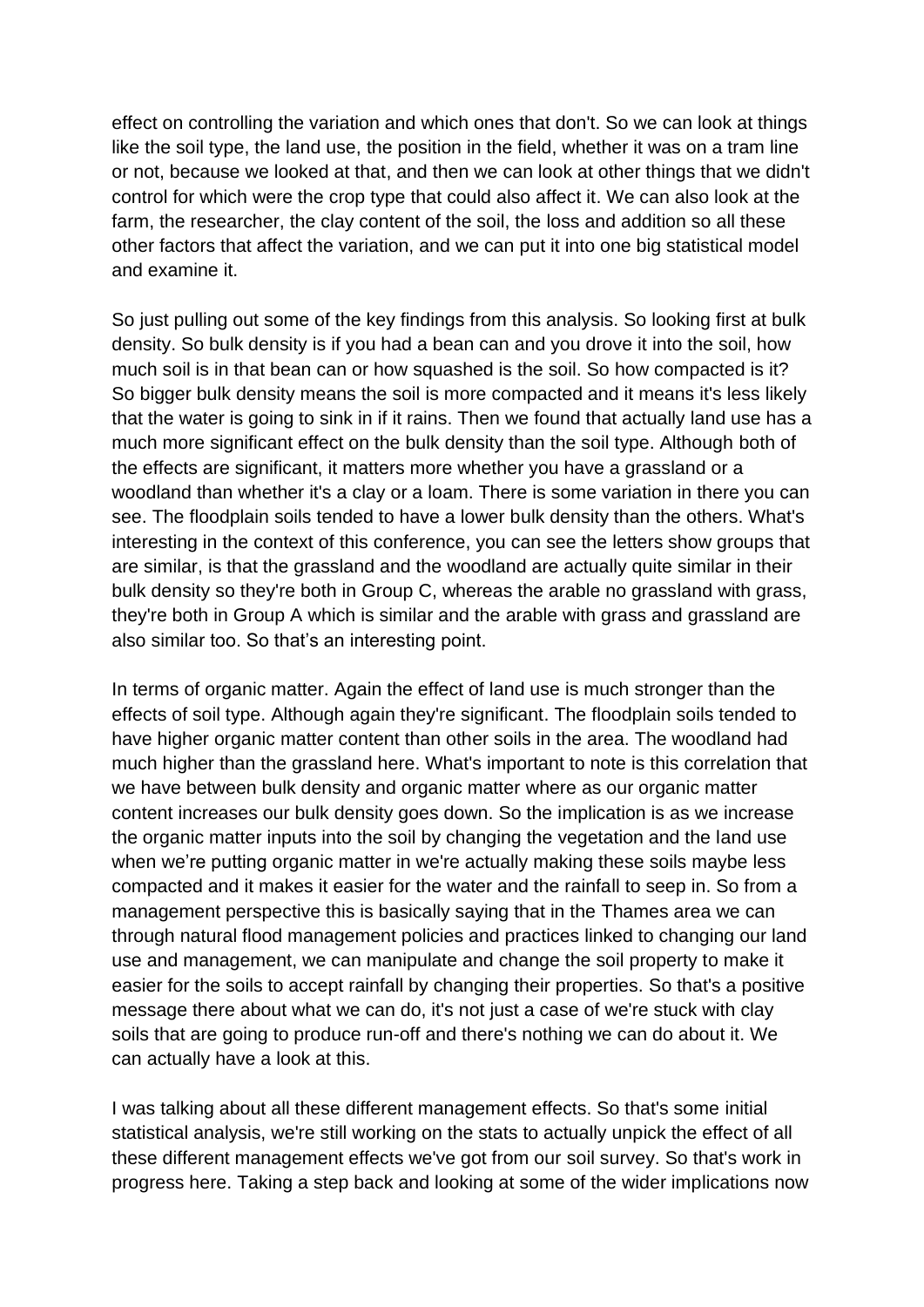effect on controlling the variation and which ones that don't. So we can look at things like the soil type, the land use, the position in the field, whether it was on a tram line or not, because we looked at that, and then we can look at other things that we didn't control for which were the crop type that could also affect it. We can also look at the farm, the researcher, the clay content of the soil, the loss and addition so all these other factors that affect the variation, and we can put it into one big statistical model and examine it.

So just pulling out some of the key findings from this analysis. So looking first at bulk density. So bulk density is if you had a bean can and you drove it into the soil, how much soil is in that bean can or how squashed is the soil. So how compacted is it? So bigger bulk density means the soil is more compacted and it means it's less likely that the water is going to sink in if it rains. Then we found that actually land use has a much more significant effect on the bulk density than the soil type. Although both of the effects are significant, it matters more whether you have a grassland or a woodland than whether it's a clay or a loam. There is some variation in there you can see. The floodplain soils tended to have a lower bulk density than the others. What's interesting in the context of this conference, you can see the letters show groups that are similar, is that the grassland and the woodland are actually quite similar in their bulk density so they're both in Group C, whereas the arable no grassland with grass, they're both in Group A which is similar and the arable with grass and grassland are also similar too. So that's an interesting point.

In terms of organic matter. Again the effect of land use is much stronger than the effects of soil type. Although again they're significant. The floodplain soils tended to have higher organic matter content than other soils in the area. The woodland had much higher than the grassland here. What's important to note is this correlation that we have between bulk density and organic matter where as our organic matter content increases our bulk density goes down. So the implication is as we increase the organic matter inputs into the soil by changing the vegetation and the land use when we're putting organic matter in we're actually making these soils maybe less compacted and it makes it easier for the water and the rainfall to seep in. So from a management perspective this is basically saying that in the Thames area we can through natural flood management policies and practices linked to changing our land use and management, we can manipulate and change the soil property to make it easier for the soils to accept rainfall by changing their properties. So that's a positive message there about what we can do, it's not just a case of we're stuck with clay soils that are going to produce run-off and there's nothing we can do about it. We can actually have a look at this.

I was talking about all these different management effects. So that's some initial statistical analysis, we're still working on the stats to actually unpick the effect of all these different management effects we've got from our soil survey. So that's work in progress here. Taking a step back and looking at some of the wider implications now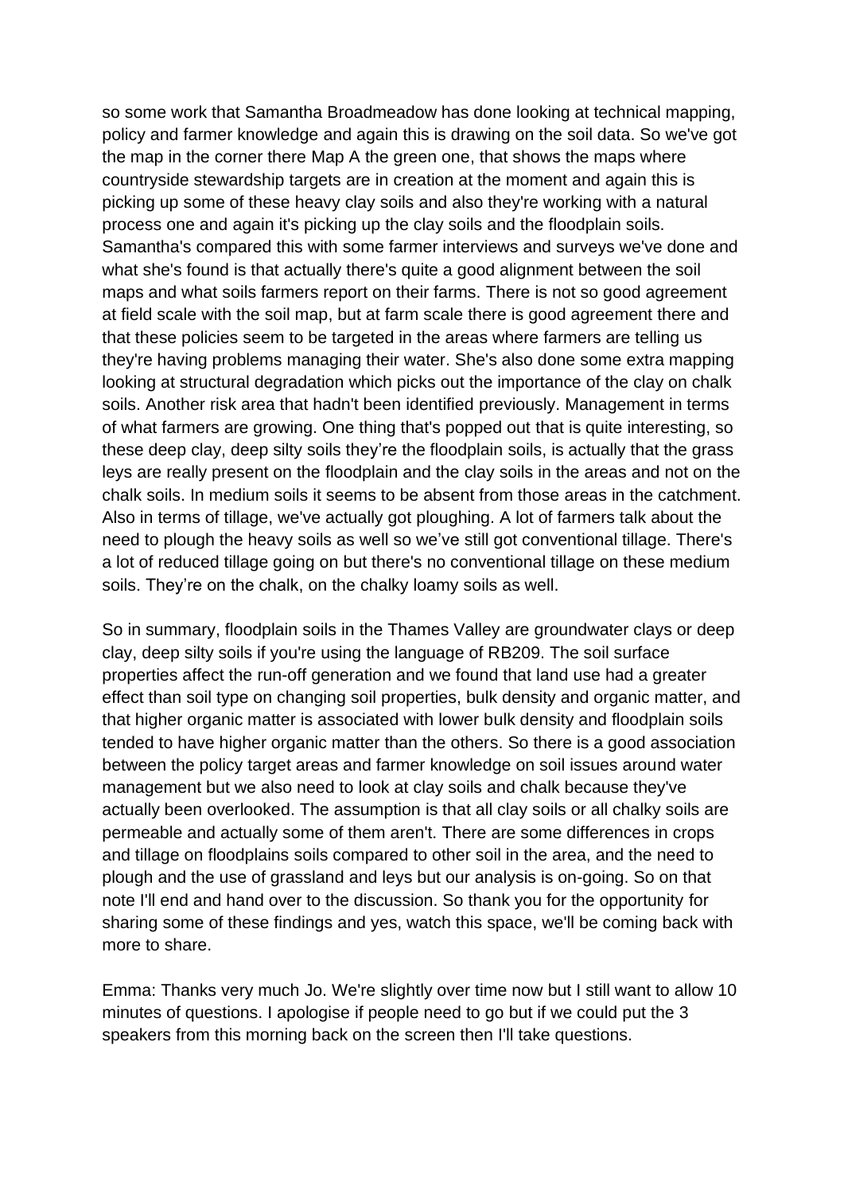so some work that Samantha Broadmeadow has done looking at technical mapping, policy and farmer knowledge and again this is drawing on the soil data. So we've got the map in the corner there Map A the green one, that shows the maps where countryside stewardship targets are in creation at the moment and again this is picking up some of these heavy clay soils and also they're working with a natural process one and again it's picking up the clay soils and the floodplain soils. Samantha's compared this with some farmer interviews and surveys we've done and what she's found is that actually there's quite a good alignment between the soil maps and what soils farmers report on their farms. There is not so good agreement at field scale with the soil map, but at farm scale there is good agreement there and that these policies seem to be targeted in the areas where farmers are telling us they're having problems managing their water. She's also done some extra mapping looking at structural degradation which picks out the importance of the clay on chalk soils. Another risk area that hadn't been identified previously. Management in terms of what farmers are growing. One thing that's popped out that is quite interesting, so these deep clay, deep silty soils they're the floodplain soils, is actually that the grass leys are really present on the floodplain and the clay soils in the areas and not on the chalk soils. In medium soils it seems to be absent from those areas in the catchment. Also in terms of tillage, we've actually got ploughing. A lot of farmers talk about the need to plough the heavy soils as well so we've still got conventional tillage. There's a lot of reduced tillage going on but there's no conventional tillage on these medium soils. They're on the chalk, on the chalky loamy soils as well.

So in summary, floodplain soils in the Thames Valley are groundwater clays or deep clay, deep silty soils if you're using the language of RB209. The soil surface properties affect the run-off generation and we found that land use had a greater effect than soil type on changing soil properties, bulk density and organic matter, and that higher organic matter is associated with lower bulk density and floodplain soils tended to have higher organic matter than the others. So there is a good association between the policy target areas and farmer knowledge on soil issues around water management but we also need to look at clay soils and chalk because they've actually been overlooked. The assumption is that all clay soils or all chalky soils are permeable and actually some of them aren't. There are some differences in crops and tillage on floodplains soils compared to other soil in the area, and the need to plough and the use of grassland and leys but our analysis is on-going. So on that note I'll end and hand over to the discussion. So thank you for the opportunity for sharing some of these findings and yes, watch this space, we'll be coming back with more to share.

Emma: Thanks very much Jo. We're slightly over time now but I still want to allow 10 minutes of questions. I apologise if people need to go but if we could put the 3 speakers from this morning back on the screen then I'll take questions.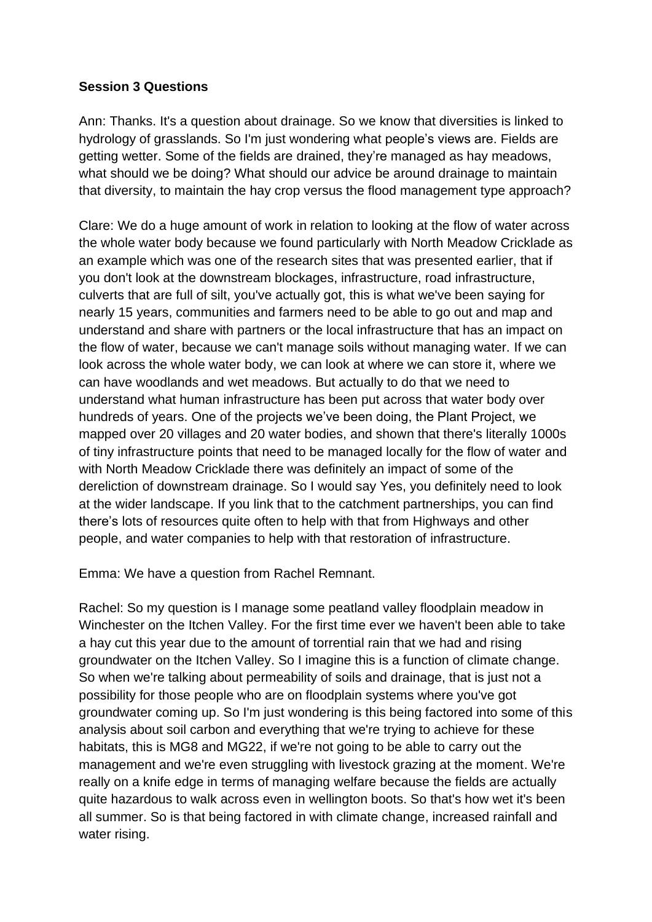**Session 3 Questions**

Ann: Thanks. It's a question about drainage. So we know that diversities is linked to hydrology of grasslands. So I'm just wondering what people's views are. Fields are getting wetter. Some of the fields are drained, they're managed as hay meadows, what should we be doing? What should our advice be around drainage to maintain that diversity, to maintain the hay crop versus the flood management type approach?

Clare: We do a huge amount of work in relation to looking at the flow of water across the whole water body because we found particularly with North Meadow Cricklade as an example which was one of the research sites that was presented earlier, that if you don't look at the downstream blockages, infrastructure, road infrastructure, culverts that are full of silt, you've actually got, this is what we've been saying for nearly 15 years, communities and farmers need to be able to go out and map and understand and share with partners or the local infrastructure that has an impact on the flow of water, because we can't manage soils without managing water. If we can look across the whole water body, we can look at where we can store it, where we can have woodlands and wet meadows. But actually to do that we need to understand what human infrastructure has been put across that water body over hundreds of years. One of the projects we've been doing, the Plant Project, we mapped over 20 villages and 20 water bodies, and shown that there's literally 1000s of tiny infrastructure points that need to be managed locally for the flow of water and with North Meadow Cricklade there was definitely an impact of some of the dereliction of downstream drainage. So I would say Yes, you definitely need to look at the wider landscape. If you link that to the catchment partnerships, you can find there's lots of resources quite often to help with that from Highways and other people, and water companies to help with that restoration of infrastructure.

Emma: We have a question from Rachel Remnant.

Rachel: So my question is I manage some peatland valley floodplain meadow in Winchester on the Itchen Valley. For the first time ever we haven't been able to take a hay cut this year due to the amount of torrential rain that we had and rising groundwater on the Itchen Valley. So I imagine this is a function of climate change. So when we're talking about permeability of soils and drainage, that is just not a possibility for those people who are on floodplain systems where you've got groundwater coming up. So I'm just wondering is this being factored into some of this analysis about soil carbon and everything that we're trying to achieve for these habitats, this is MG8 and MG22, if we're not going to be able to carry out the management and we're even struggling with livestock grazing at the moment. We're really on a knife edge in terms of managing welfare because the fields are actually quite hazardous to walk across even in wellington boots. So that's how wet it's been all summer. So is that being factored in with climate change, increased rainfall and water rising.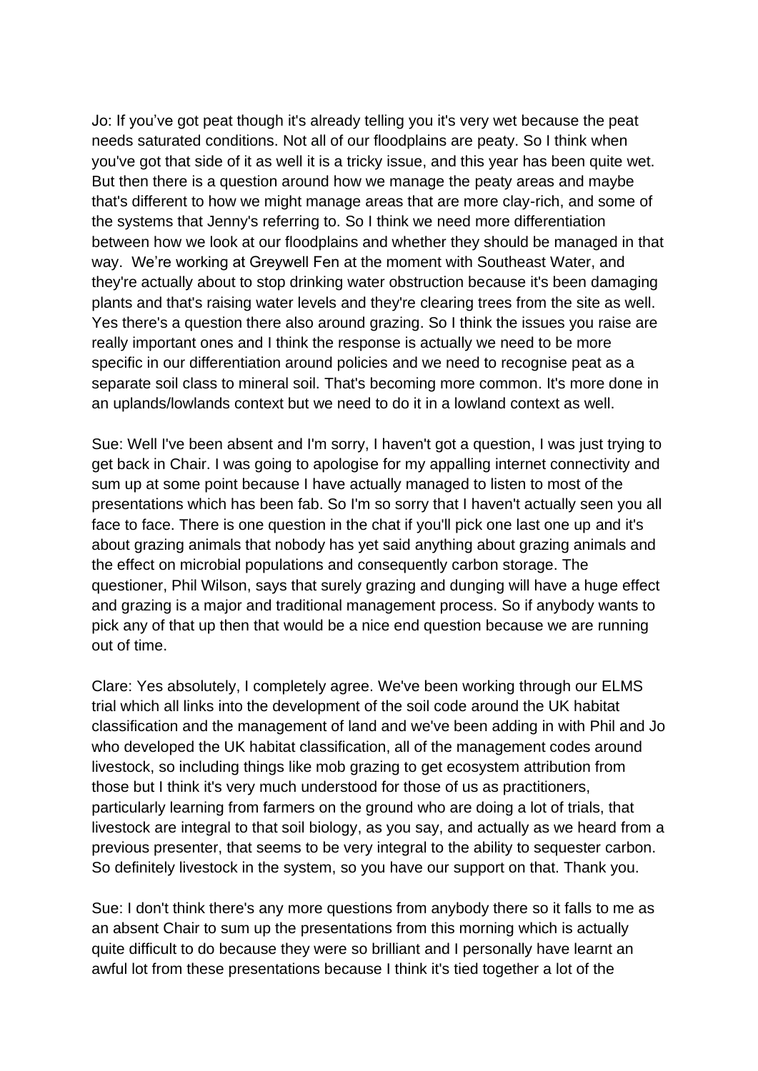Jo: If you've got peat though it's already telling you it's very wet because the peat needs saturated conditions. Not all of our floodplains are peaty. So I think when you've got that side of it as well it is a tricky issue, and this year has been quite wet. But then there is a question around how we manage the peaty areas and maybe that's different to how we might manage areas that are more clay-rich, and some of the systems that Jenny's referring to. So I think we need more differentiation between how we look at our floodplains and whether they should be managed in that way. We're working at Greywell Fen at the moment with Southeast Water, and they're actually about to stop drinking water obstruction because it's been damaging plants and that's raising water levels and they're clearing trees from the site as well. Yes there's a question there also around grazing. So I think the issues you raise are really important ones and I think the response is actually we need to be more specific in our differentiation around policies and we need to recognise peat as a separate soil class to mineral soil. That's becoming more common. It's more done in an uplands/lowlands context but we need to do it in a lowland context as well.

Sue: Well I've been absent and I'm sorry, I haven't got a question, I was just trying to get back in Chair. I was going to apologise for my appalling internet connectivity and sum up at some point because I have actually managed to listen to most of the presentations which has been fab. So I'm so sorry that I haven't actually seen you all face to face. There is one question in the chat if you'll pick one last one up and it's about grazing animals that nobody has yet said anything about grazing animals and the effect on microbial populations and consequently carbon storage. The questioner, Phil Wilson, says that surely grazing and dunging will have a huge effect and grazing is a major and traditional management process. So if anybody wants to pick any of that up then that would be a nice end question because we are running out of time.

Clare: Yes absolutely, I completely agree. We've been working through our ELMS trial which all links into the development of the soil code around the UK habitat classification and the management of land and we've been adding in with Phil and Jo who developed the UK habitat classification, all of the management codes around livestock, so including things like mob grazing to get ecosystem attribution from those but I think it's very much understood for those of us as practitioners, particularly learning from farmers on the ground who are doing a lot of trials, that livestock are integral to that soil biology, as you say, and actually as we heard from a previous presenter, that seems to be very integral to the ability to sequester carbon. So definitely livestock in the system, so you have our support on that. Thank you.

Sue: I don't think there's any more questions from anybody there so it falls to me as an absent Chair to sum up the presentations from this morning which is actually quite difficult to do because they were so brilliant and I personally have learnt an awful lot from these presentations because I think it's tied together a lot of the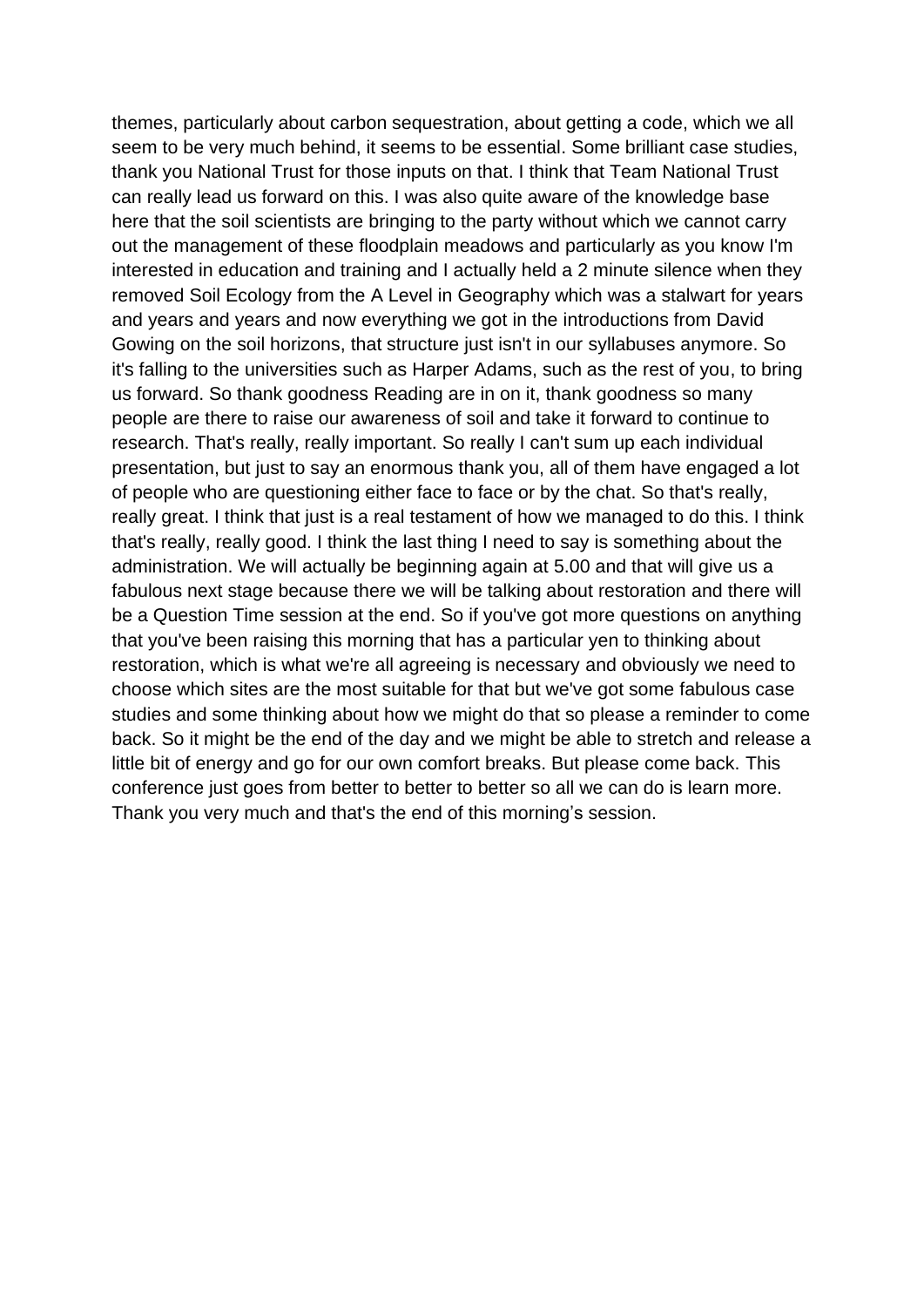themes, particularly about carbon sequestration, about getting a code, which we all seem to be very much behind, it seems to be essential. Some brilliant case studies, thank you National Trust for those inputs on that. I think that Team National Trust can really lead us forward on this. I was also quite aware of the knowledge base here that the soil scientists are bringing to the party without which we cannot carry out the management of these floodplain meadows and particularly as you know I'm interested in education and training and I actually held a 2 minute silence when they removed Soil Ecology from the A Level in Geography which was a stalwart for years and years and years and now everything we got in the introductions from David Gowing on the soil horizons, that structure just isn't in our syllabuses anymore. So it's falling to the universities such as Harper Adams, such as the rest of you, to bring us forward. So thank goodness Reading are in on it, thank goodness so many people are there to raise our awareness of soil and take it forward to continue to research. That's really, really important. So really I can't sum up each individual presentation, but just to say an enormous thank you, all of them have engaged a lot of people who are questioning either face to face or by the chat. So that's really, really great. I think that just is a real testament of how we managed to do this. I think that's really, really good. I think the last thing I need to say is something about the administration. We will actually be beginning again at 5.00 and that will give us a fabulous next stage because there we will be talking about restoration and there will be a Question Time session at the end. So if you've got more questions on anything that you've been raising this morning that has a particular yen to thinking about restoration, which is what we're all agreeing is necessary and obviously we need to choose which sites are the most suitable for that but we've got some fabulous case studies and some thinking about how we might do that so please a reminder to come back. So it might be the end of the day and we might be able to stretch and release a little bit of energy and go for our own comfort breaks. But please come back. This conference just goes from better to better to better so all we can do is learn more. Thank you very much and that's the end of this morning's session.